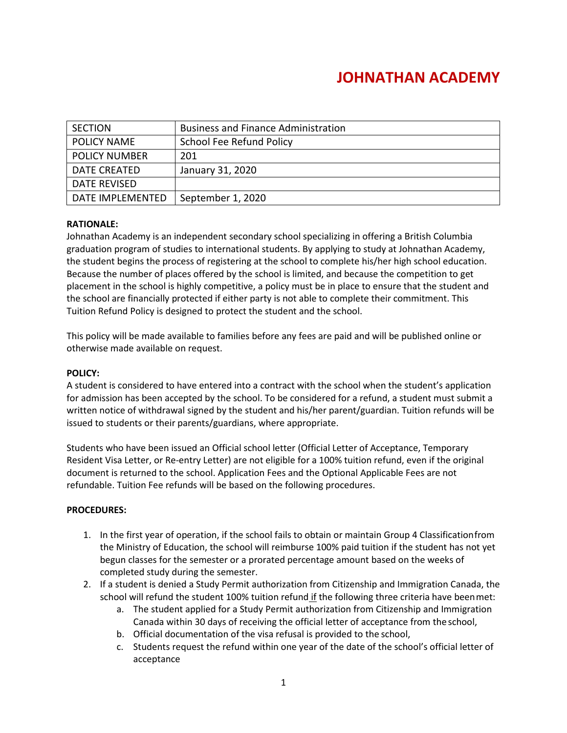／# JOHNATHAN ACADEMY

| SECTION | Business and Finance Administration |
|---|---|
| POLICY NAME | School Fee Refund Policy |
| POLICY NUMBER | 201 |
| DATE CREATED | January 31, 2020 |
| DATE REVISED | |
| DATE IMPLEMENTED | September 1, 2020 |

**RATIONALE:**
Johnathan Academy is an independent secondary school specializing in offering a British Columbia graduation program of studies to international students. By applying to study at Johnathan Academy, the student begins the process of registering at the school to complete his/her high school education. Because the number of places offered by the school is limited, and because the competition to get placement in the school is highly competitive, a policy must be in place to ensure that the student and the school are financially protected if either party is not able to complete their commitment. This Tuition Refund Policy is designed to protect the student and the school.

This policy will be made available to families before any fees are paid and will be published online or otherwise made available on request.

**POLICY:**
A student is considered to have entered into a contract with the school when the student's application for admission has been accepted by the school. To be considered for a refund, a student must submit a written notice of withdrawal signed by the student and his/her parent/guardian. Tuition refunds will be issued to students or their parents/guardians, where appropriate.

Students who have been issued an Official school letter (Official Letter of Acceptance, Temporary Resident Visa Letter, or Re-entry Letter) are not eligible for a 100% tuition refund, even if the original document is returned to the school. Application Fees and the Optional Applicable Fees are not refundable. Tuition Fee refunds will be based on the following procedures.

**PROCEDURES:**

1. In the first year of operation, if the school fails to obtain or maintain Group 4 Classification from the Ministry of Education, the school will reimburse 100% paid tuition if the student has not yet begun classes for the semester or a prorated percentage amount based on the weeks of completed study during the semester.
2. If a student is denied a Study Permit authorization from Citizenship and Immigration Canada, the school will refund the student 100% tuition refund <u>if</u> the following three criteria have been met:
   a. The student applied for a Study Permit authorization from Citizenship and Immigration Canada within 30 days of receiving the official letter of acceptance from the school,
   b. Official documentation of the visa refusal is provided to the school,
   c. Students request the refund within one year of the date of the school's official letter of acceptance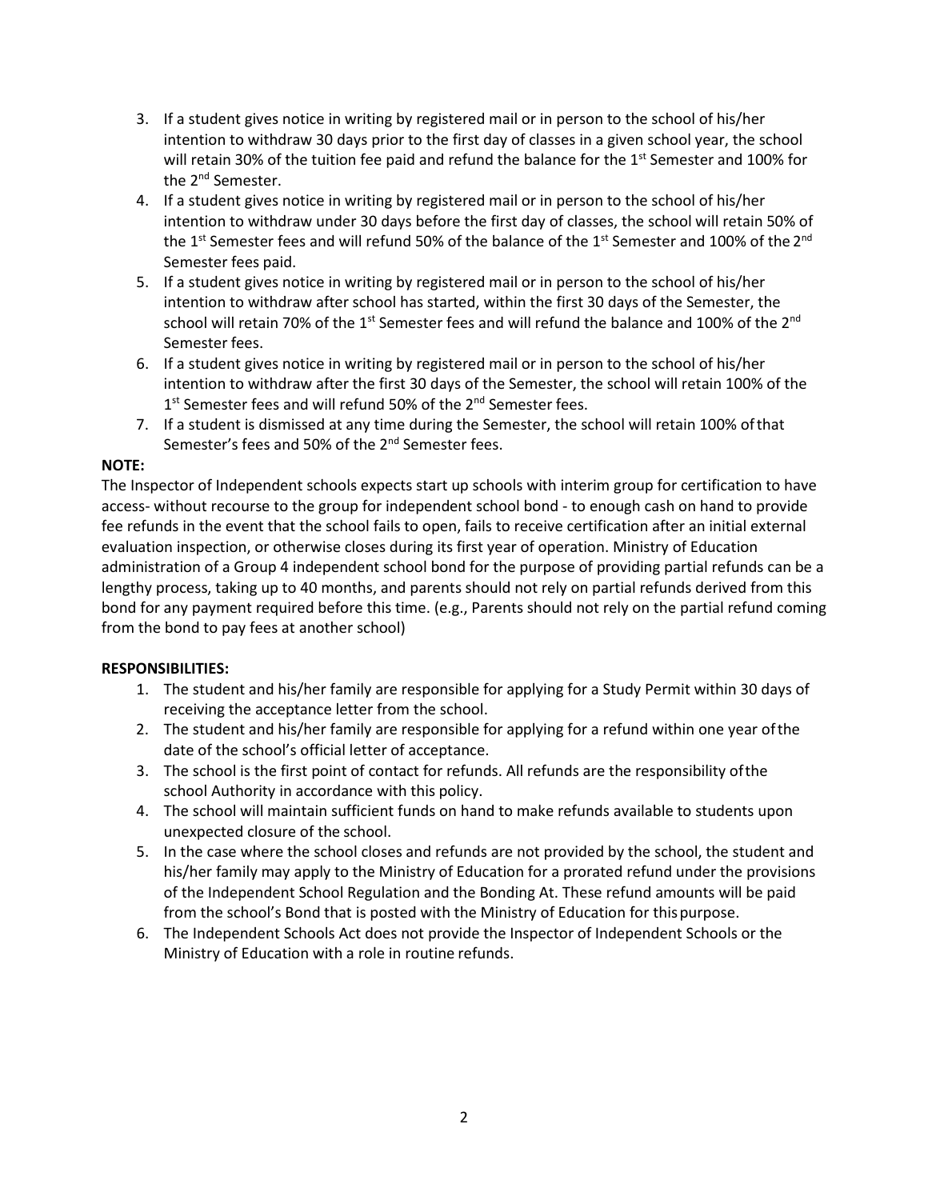3. If a student gives notice in writing by registered mail or in person to the school of his/her intention to withdraw 30 days prior to the first day of classes in a given school year, the school will retain 30% of the tuition fee paid and refund the balance for the 1st Semester and 100% for the 2nd Semester.
4. If a student gives notice in writing by registered mail or in person to the school of his/her intention to withdraw under 30 days before the first day of classes, the school will retain 50% of the 1st Semester fees and will refund 50% of the balance of the 1st Semester and 100% of the 2nd Semester fees paid.
5. If a student gives notice in writing by registered mail or in person to the school of his/her intention to withdraw after school has started, within the first 30 days of the Semester, the school will retain 70% of the 1st Semester fees and will refund the balance and 100% of the 2nd Semester fees.
6. If a student gives notice in writing by registered mail or in person to the school of his/her intention to withdraw after the first 30 days of the Semester, the school will retain 100% of the 1st Semester fees and will refund 50% of the 2nd Semester fees.
7. If a student is dismissed at any time during the Semester, the school will retain 100% of that Semester's fees and 50% of the 2nd Semester fees.

**NOTE:**

The Inspector of Independent schools expects start up schools with interim group for certification to have access- without recourse to the group for independent school bond - to enough cash on hand to provide fee refunds in the event that the school fails to open, fails to receive certification after an initial external evaluation inspection, or otherwise closes during its first year of operation. Ministry of Education administration of a Group 4 independent school bond for the purpose of providing partial refunds can be a lengthy process, taking up to 40 months, and parents should not rely on partial refunds derived from this bond for any payment required before this time. (e.g., Parents should not rely on the partial refund coming from the bond to pay fees at another school)

**RESPONSIBILITIES:**

1. The student and his/her family are responsible for applying for a Study Permit within 30 days of receiving the acceptance letter from the school.
2. The student and his/her family are responsible for applying for a refund within one year of the date of the school's official letter of acceptance.
3. The school is the first point of contact for refunds. All refunds are the responsibility of the school Authority in accordance with this policy.
4. The school will maintain sufficient funds on hand to make refunds available to students upon unexpected closure of the school.
5. In the case where the school closes and refunds are not provided by the school, the student and his/her family may apply to the Ministry of Education for a prorated refund under the provisions of the Independent School Regulation and the Bonding At. These refund amounts will be paid from the school's Bond that is posted with the Ministry of Education for this purpose.
6. The Independent Schools Act does not provide the Inspector of Independent Schools or the Ministry of Education with a role in routine refunds.